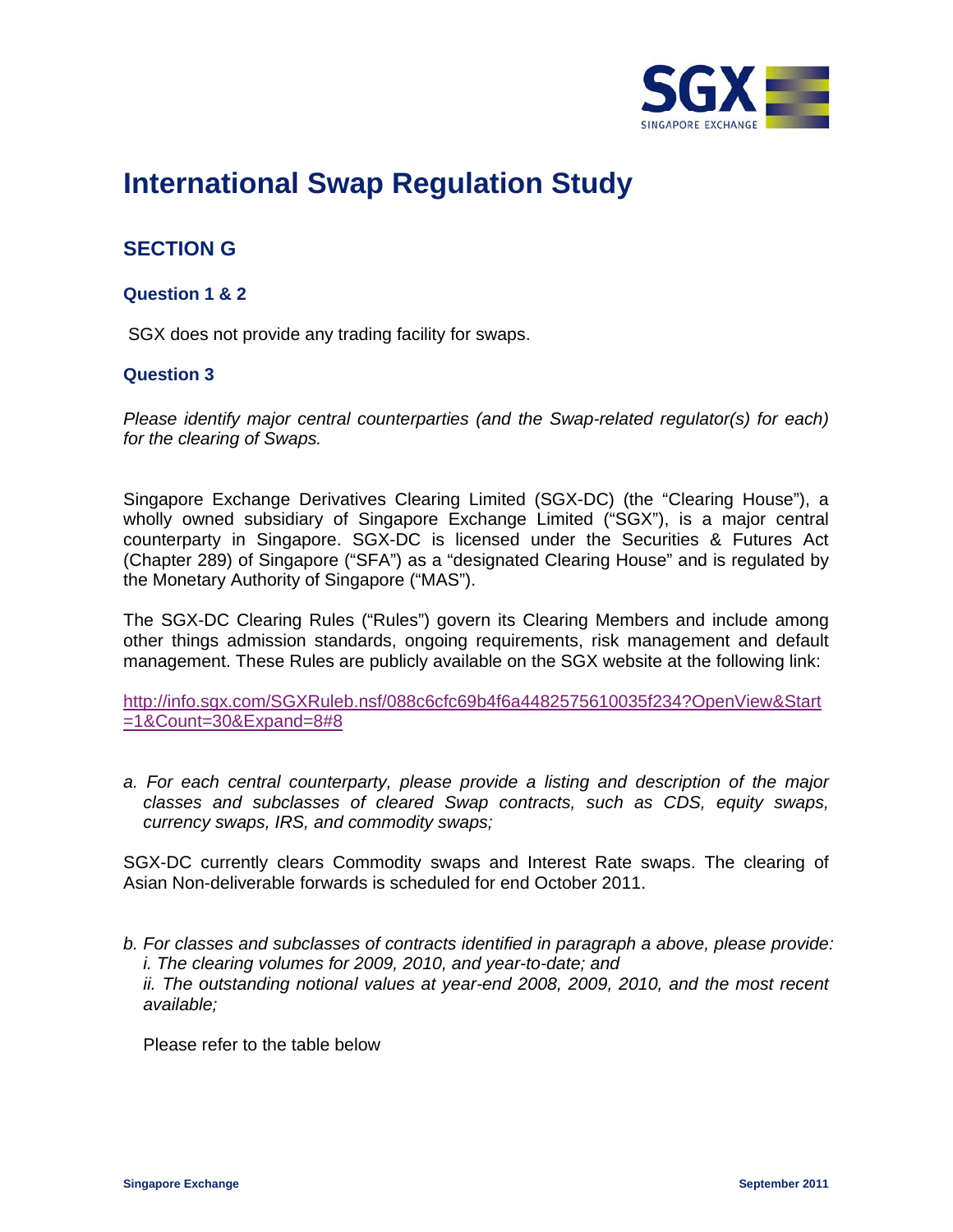# International Swap Regulation Study

## SECTION G

### Question 1 & 2

SGX does not provide any trading facility for swaps.

### Question 3

*Please identify major central counterparties (and the Swap-related regulator(s) for each) for the clearing of Swaps.*

Singapore Exchange Derivatives Clearing Limited (SGX-DC) (the "Clearing House"), a wholly owned subsidiary of Singapore Exchange Limited ("SGX"), is a major central counterparty in Singapore. SGX-DC is licensed under the Securities & Futures Act (Chapter 289) of Singapore ("SFA") as a "designated Clearing House" and is regulated by the Monetary Authority of Singapore ("MAS").

The SGX-DC Clearing Rules ("Rules") govern its Clearing Members and include among other things admission standards, ongoing requirements, risk management and default management. These Rules are publicly available on the SGX website at the following link:

http://info.sgx.com/SGXRuleb.nsf/088c6cfc69b4f6a4482575610035f234?OpenView&Start=1&Count=30&Expand=8#8

*a. For each central counterparty, please provide a listing and description of the major classes and subclasses of cleared Swap contracts, such as CDS, equity swaps, currency swaps, IRS, and commodity swaps;*

SGX-DC currently clears Commodity swaps and Interest Rate swaps. The clearing of Asian Non-deliverable forwards is scheduled for end October 2011.

*b. For classes and subclasses of contracts identified in paragraph a above, please provide:*
*i. The clearing volumes for 2009, 2010, and year-to-date; and*
*ii. The outstanding notional values at year-end 2008, 2009, 2010, and the most recent available;*

Please refer to the table below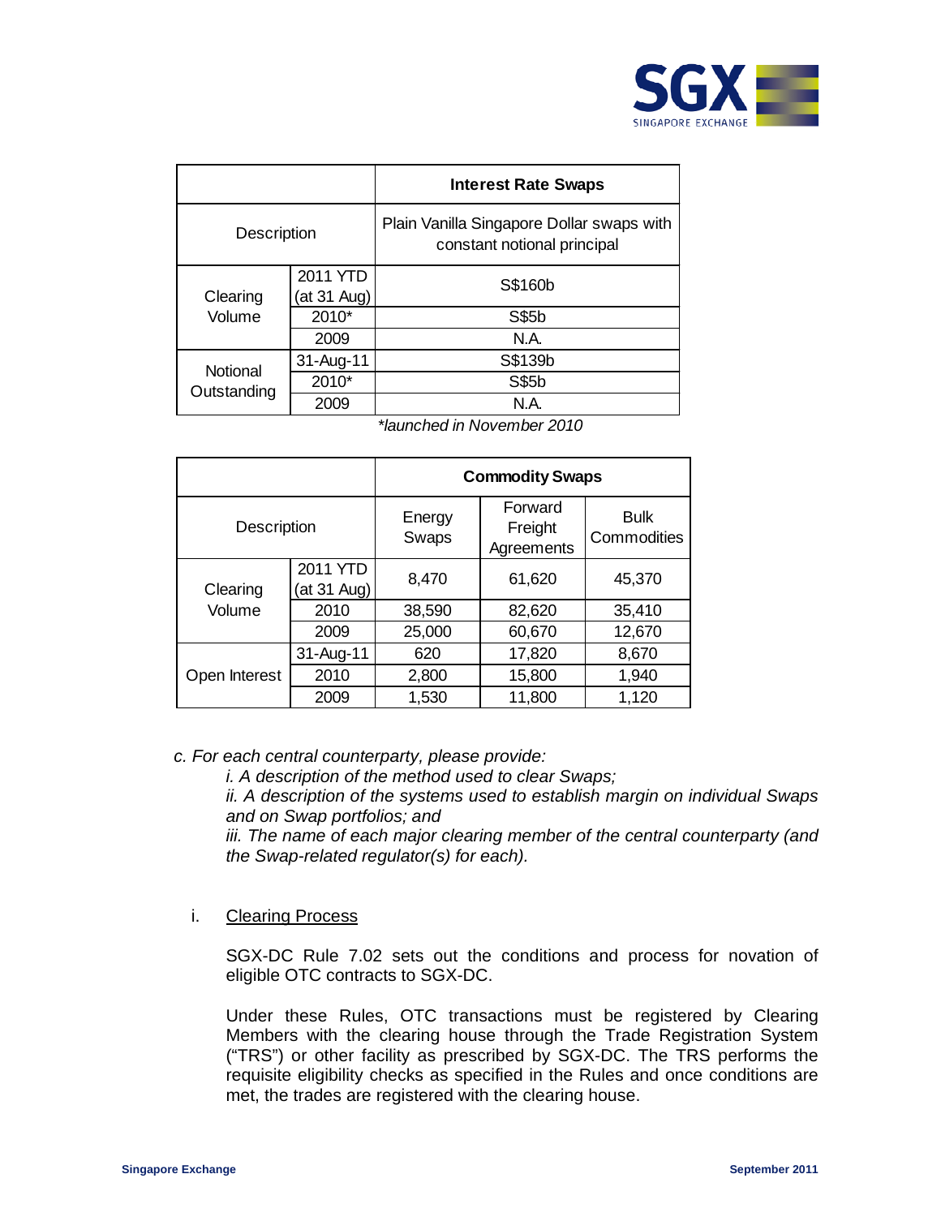| | | Interest Rate Swaps |
|---|---|---|
| Description | | Plain Vanilla Singapore Dollar swaps with constant notional principal |
| Clearing Volume | 2011 YTD (at 31 Aug) | S$160b |
| | 2010* | S$5b |
| | 2009 | N.A. |
| Notional Outstanding | 31-Aug-11 | S$139b |
| | 2010* | S$5b |
| | 2009 | N.A. |

*\*launched in November 2010*

| | | Commodity Swaps | | |
|---|---|---|---|---|
| Description | | Energy Swaps | Forward Freight Agreements | Bulk Commodities |
| Clearing Volume | 2011 YTD (at 31 Aug) | 8,470 | 61,620 | 45,370 |
| | 2010 | 38,590 | 82,620 | 35,410 |
| | 2009 | 25,000 | 60,670 | 12,670 |
| Open Interest | 31-Aug-11 | 620 | 17,820 | 8,670 |
| | 2010 | 2,800 | 15,800 | 1,940 |
| | 2009 | 1,530 | 11,800 | 1,120 |

*c. For each central counterparty, please provide:*

*i. A description of the method used to clear Swaps;*

*ii. A description of the systems used to establish margin on individual Swaps and on Swap portfolios; and*

*iii. The name of each major clearing member of the central counterparty (and the Swap-related regulator(s) for each).*

i. <u>Clearing Process</u>

SGX-DC Rule 7.02 sets out the conditions and process for novation of eligible OTC contracts to SGX-DC.

Under these Rules, OTC transactions must be registered by Clearing Members with the clearing house through the Trade Registration System ("TRS") or other facility as prescribed by SGX-DC. The TRS performs the requisite eligibility checks as specified in the Rules and once conditions are met, the trades are registered with the clearing house.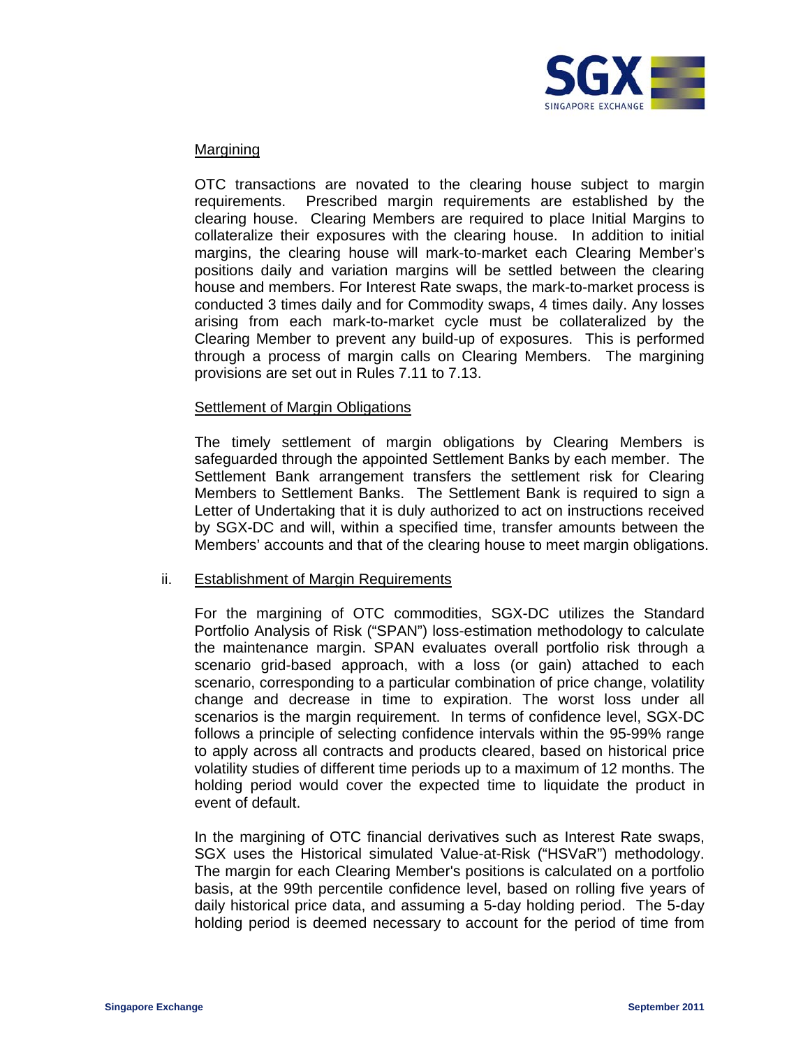Margining

OTC transactions are novated to the clearing house subject to margin requirements. Prescribed margin requirements are established by the clearing house. Clearing Members are required to place Initial Margins to collateralize their exposures with the clearing house. In addition to initial margins, the clearing house will mark-to-market each Clearing Member's positions daily and variation margins will be settled between the clearing house and members. For Interest Rate swaps, the mark-to-market process is conducted 3 times daily and for Commodity swaps, 4 times daily. Any losses arising from each mark-to-market cycle must be collateralized by the Clearing Member to prevent any build-up of exposures. This is performed through a process of margin calls on Clearing Members. The margining provisions are set out in Rules 7.11 to 7.13.

Settlement of Margin Obligations

The timely settlement of margin obligations by Clearing Members is safeguarded through the appointed Settlement Banks by each member. The Settlement Bank arrangement transfers the settlement risk for Clearing Members to Settlement Banks. The Settlement Bank is required to sign a Letter of Undertaking that it is duly authorized to act on instructions received by SGX-DC and will, within a specified time, transfer amounts between the Members' accounts and that of the clearing house to meet margin obligations.

ii. Establishment of Margin Requirements

For the margining of OTC commodities, SGX-DC utilizes the Standard Portfolio Analysis of Risk ("SPAN") loss-estimation methodology to calculate the maintenance margin. SPAN evaluates overall portfolio risk through a scenario grid-based approach, with a loss (or gain) attached to each scenario, corresponding to a particular combination of price change, volatility change and decrease in time to expiration. The worst loss under all scenarios is the margin requirement. In terms of confidence level, SGX-DC follows a principle of selecting confidence intervals within the 95-99% range to apply across all contracts and products cleared, based on historical price volatility studies of different time periods up to a maximum of 12 months. The holding period would cover the expected time to liquidate the product in event of default.

In the margining of OTC financial derivatives such as Interest Rate swaps, SGX uses the Historical simulated Value-at-Risk ("HSVaR") methodology. The margin for each Clearing Member's positions is calculated on a portfolio basis, at the 99th percentile confidence level, based on rolling five years of daily historical price data, and assuming a 5-day holding period. The 5-day holding period is deemed necessary to account for the period of time from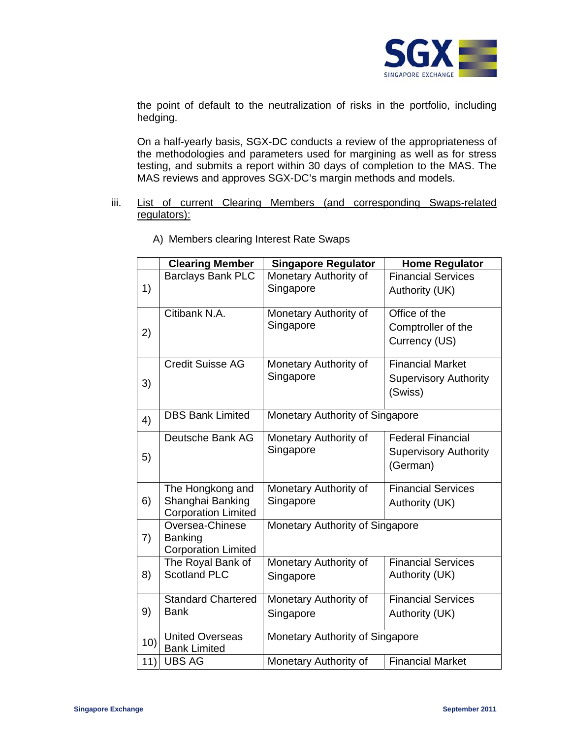the point of default to the neutralization of risks in the portfolio, including hedging.

On a half-yearly basis, SGX-DC conducts a review of the appropriateness of the methodologies and parameters used for margining as well as for stress testing, and submits a report within 30 days of completion to the MAS. The MAS reviews and approves SGX-DC's margin methods and models.

iii. List of current Clearing Members (and corresponding Swaps-related regulators):

A) Members clearing Interest Rate Swaps

| | Clearing Member | Singapore Regulator | Home Regulator |
|---|---|---|---|
| 1) | Barclays Bank PLC | Monetary Authority of Singapore | Financial Services Authority (UK) |
| 2) | Citibank N.A. | Monetary Authority of Singapore | Office of the Comptroller of the Currency (US) |
| 3) | Credit Suisse AG | Monetary Authority of Singapore | Financial Market Supervisory Authority (Swiss) |
| 4) | DBS Bank Limited | Monetary Authority of Singapore | |
| 5) | Deutsche Bank AG | Monetary Authority of Singapore | Federal Financial Supervisory Authority (German) |
| 6) | The Hongkong and Shanghai Banking Corporation Limited | Monetary Authority of Singapore | Financial Services Authority (UK) |
| 7) | Oversea-Chinese Banking Corporation Limited | Monetary Authority of Singapore | |
| 8) | The Royal Bank of Scotland PLC | Monetary Authority of Singapore | Financial Services Authority (UK) |
| 9) | Standard Chartered Bank | Monetary Authority of Singapore | Financial Services Authority (UK) |
| 10) | United Overseas Bank Limited | Monetary Authority of Singapore | |
| 11) | UBS AG | Monetary Authority of | Financial Market |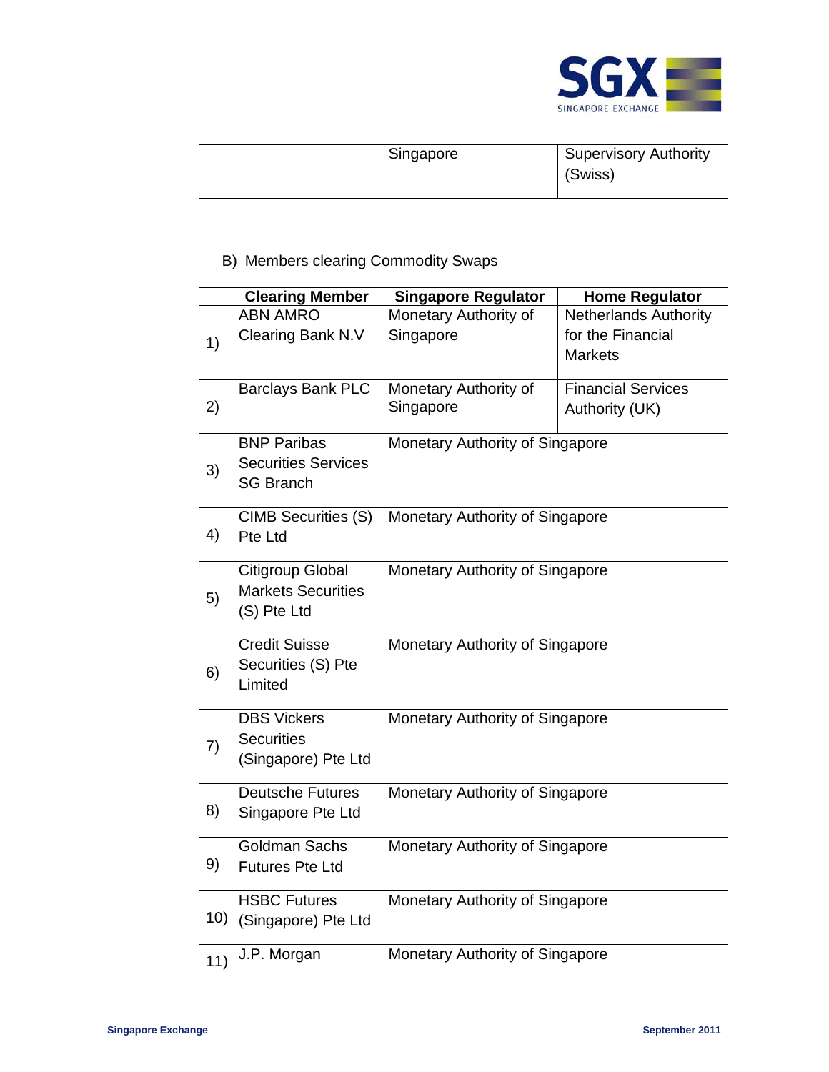| | | Singapore | Supervisory Authority (Swiss) |
|---|---|---|---|

B) Members clearing Commodity Swaps

| | Clearing Member | Singapore Regulator | Home Regulator |
|---|---|---|---|
| 1) | ABN AMRO Clearing Bank N.V | Monetary Authority of Singapore | Netherlands Authority for the Financial Markets |
| 2) | Barclays Bank PLC | Monetary Authority of Singapore | Financial Services Authority (UK) |
| 3) | BNP Paribas Securities Services SG Branch | Monetary Authority of Singapore | |
| 4) | CIMB Securities (S) Pte Ltd | Monetary Authority of Singapore | |
| 5) | Citigroup Global Markets Securities (S) Pte Ltd | Monetary Authority of Singapore | |
| 6) | Credit Suisse Securities (S) Pte Limited | Monetary Authority of Singapore | |
| 7) | DBS Vickers Securities (Singapore) Pte Ltd | Monetary Authority of Singapore | |
| 8) | Deutsche Futures Singapore Pte Ltd | Monetary Authority of Singapore | |
| 9) | Goldman Sachs Futures Pte Ltd | Monetary Authority of Singapore | |
| 10) | HSBC Futures (Singapore) Pte Ltd | Monetary Authority of Singapore | |
| 11) | J.P. Morgan | Monetary Authority of Singapore | |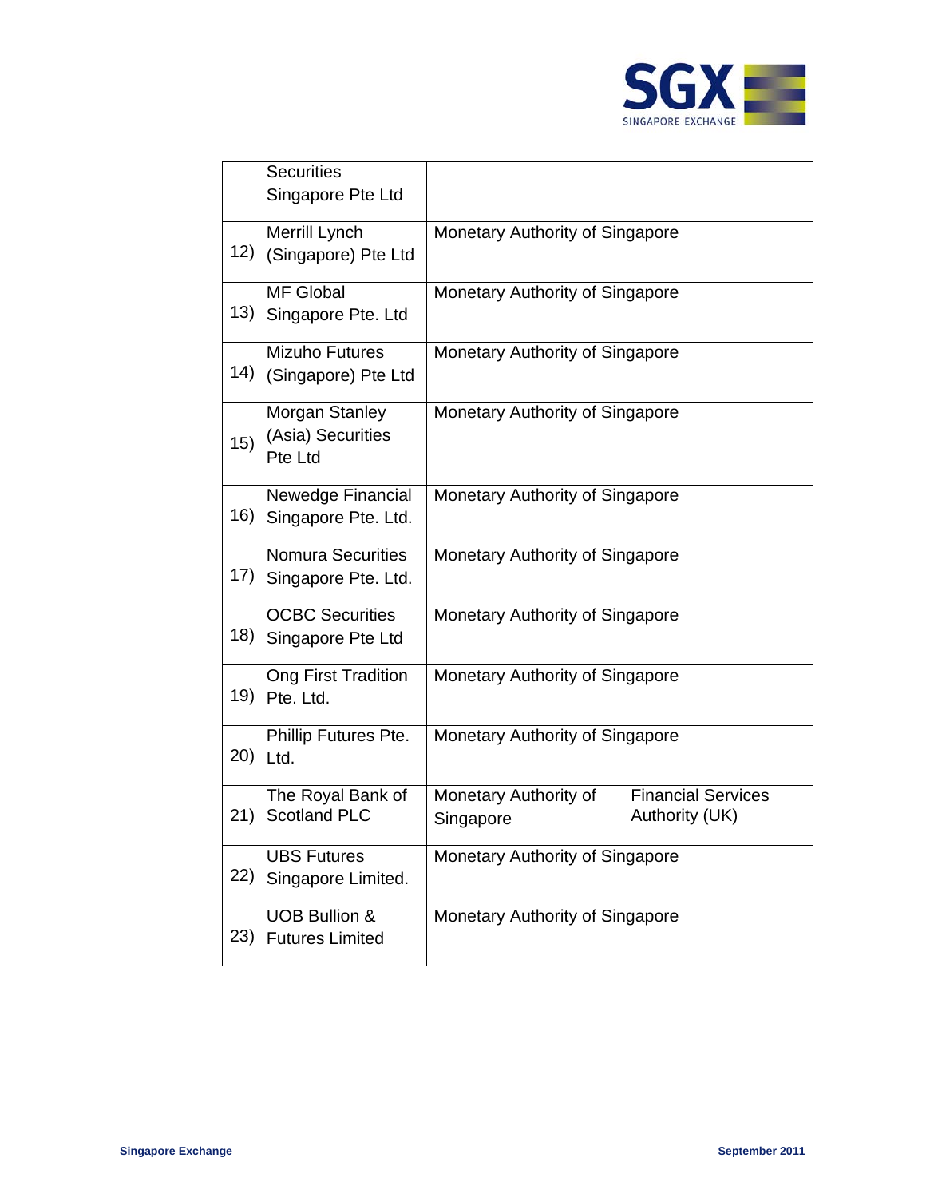| | | | |
|---|---|---|---|
| | Securities Singapore Pte Ltd | | |
| 12) | Merrill Lynch (Singapore) Pte Ltd | Monetary Authority of Singapore | |
| 13) | MF Global Singapore Pte. Ltd | Monetary Authority of Singapore | |
| 14) | Mizuho Futures (Singapore) Pte Ltd | Monetary Authority of Singapore | |
| 15) | Morgan Stanley (Asia) Securities Pte Ltd | Monetary Authority of Singapore | |
| 16) | Newedge Financial Singapore Pte. Ltd. | Monetary Authority of Singapore | |
| 17) | Nomura Securities Singapore Pte. Ltd. | Monetary Authority of Singapore | |
| 18) | OCBC Securities Singapore Pte Ltd | Monetary Authority of Singapore | |
| 19) | Ong First Tradition Pte. Ltd. | Monetary Authority of Singapore | |
| 20) | Phillip Futures Pte. Ltd. | Monetary Authority of Singapore | |
| 21) | The Royal Bank of Scotland PLC | Monetary Authority of Singapore | Financial Services Authority (UK) |
| 22) | UBS Futures Singapore Limited. | Monetary Authority of Singapore | |
| 23) | UOB Bullion & Futures Limited | Monetary Authority of Singapore | |